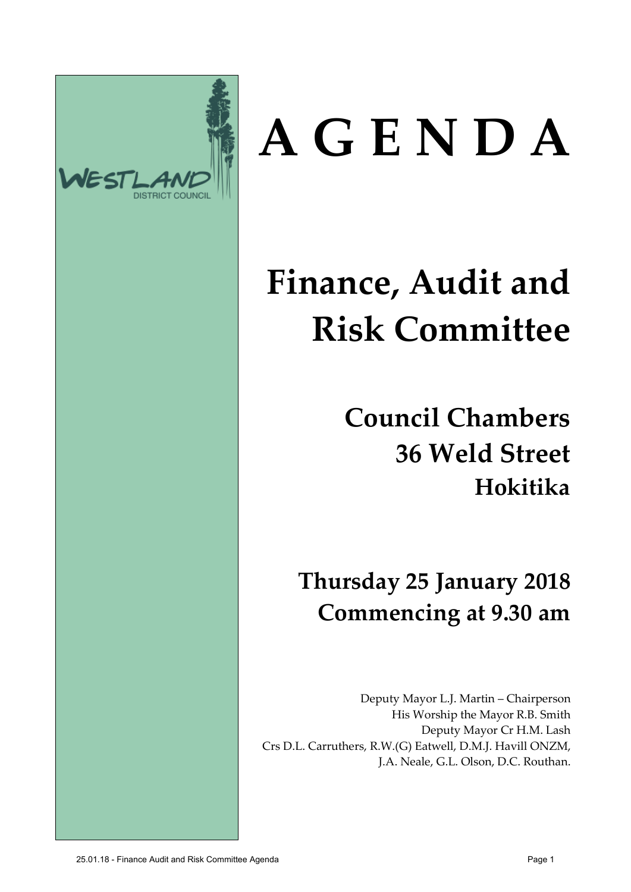# A G E N D A

## Finance, Audit and Risk Committee

### Council Chambers
### 36 Weld Street
### Hokitika

### Thursday 25 January 2018
### Commencing at 9.30 am

Deputy Mayor L.J. Martin – Chairperson
His Worship the Mayor R.B. Smith
Deputy Mayor Cr H.M. Lash
Crs D.L. Carruthers, R.W.(G) Eatwell, D.M.J. Havill ONZM,
J.A. Neale, G.L. Olson, D.C. Routhan.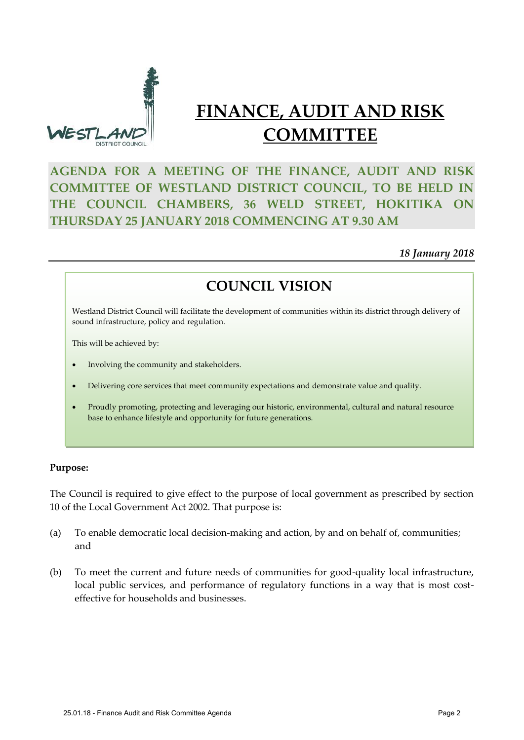# FINANCE, AUDIT AND RISK COMMITTEE

## AGENDA FOR A MEETING OF THE FINANCE, AUDIT AND RISK COMMITTEE OF WESTLAND DISTRICT COUNCIL, TO BE HELD IN THE COUNCIL CHAMBERS, 36 WELD STREET, HOKITIKA ON THURSDAY 25 JANUARY 2018 COMMENCING AT 9.30 AM

*18 January 2018*

## COUNCIL VISION

Westland District Council will facilitate the development of communities within its district through delivery of sound infrastructure, policy and regulation.

This will be achieved by:

- Involving the community and stakeholders.
- Delivering core services that meet community expectations and demonstrate value and quality.
- Proudly promoting, protecting and leveraging our historic, environmental, cultural and natural resource base to enhance lifestyle and opportunity for future generations.

**Purpose:**

The Council is required to give effect to the purpose of local government as prescribed by section 10 of the Local Government Act 2002. That purpose is:

(a) To enable democratic local decision-making and action, by and on behalf of, communities; and

(b) To meet the current and future needs of communities for good-quality local infrastructure, local public services, and performance of regulatory functions in a way that is most cost-effective for households and businesses.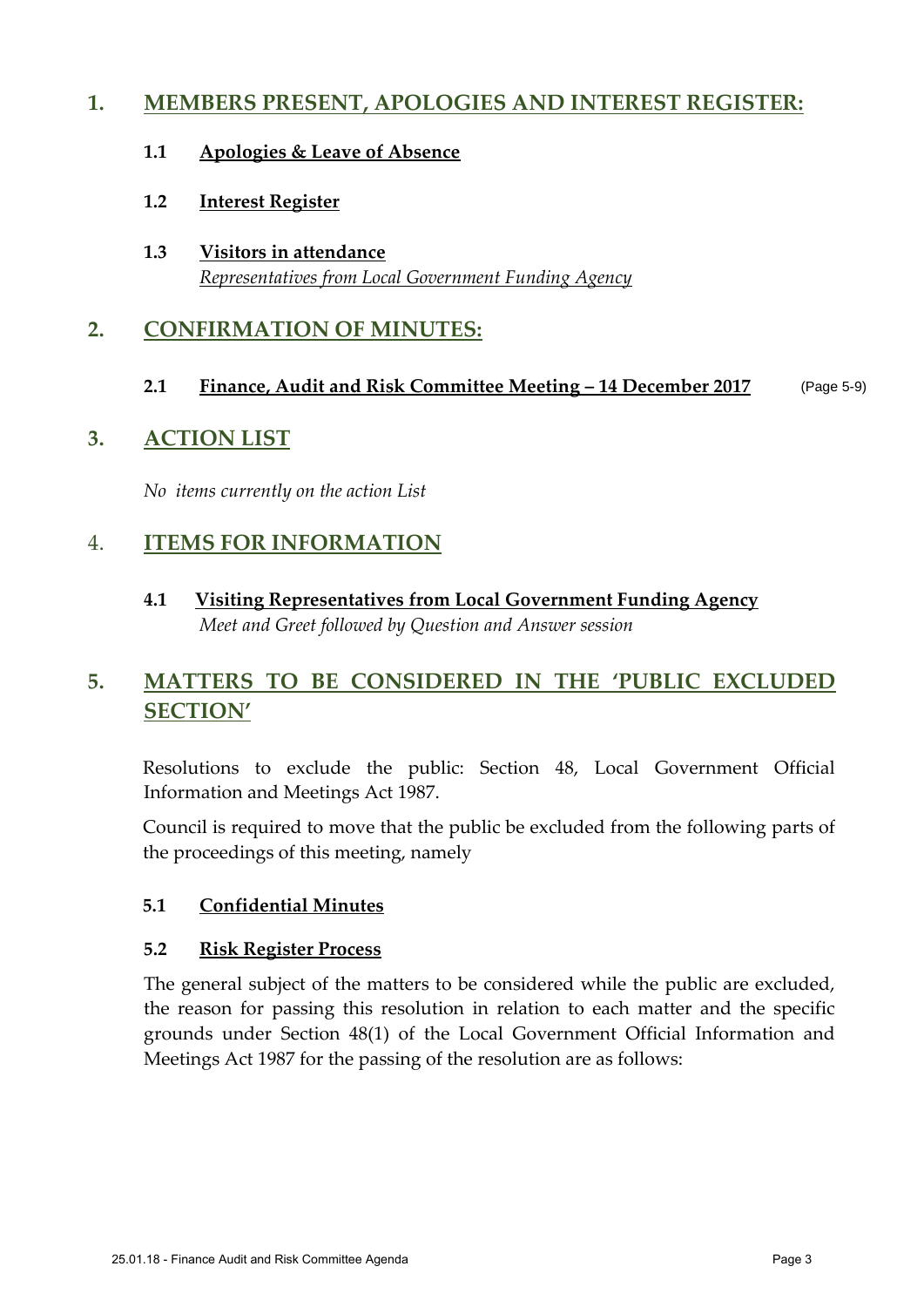## 1. MEMBERS PRESENT, APOLOGIES AND INTEREST REGISTER:

### 1.1 Apologies & Leave of Absence

### 1.2 Interest Register

### 1.3 Visitors in attendance

*Representatives from Local Government Funding Agency*

## 2. CONFIRMATION OF MINUTES:

### 2.1 Finance, Audit and Risk Committee Meeting – 14 December 2017 (Page 5-9)

## 3. ACTION LIST

*No items currently on the action List*

## 4. ITEMS FOR INFORMATION

### 4.1 Visiting Representatives from Local Government Funding Agency

*Meet and Greet followed by Question and Answer session*

## 5. MATTERS TO BE CONSIDERED IN THE 'PUBLIC EXCLUDED SECTION'

Resolutions to exclude the public: Section 48, Local Government Official Information and Meetings Act 1987.

Council is required to move that the public be excluded from the following parts of the proceedings of this meeting, namely

### 5.1 Confidential Minutes

### 5.2 Risk Register Process

The general subject of the matters to be considered while the public are excluded, the reason for passing this resolution in relation to each matter and the specific grounds under Section 48(1) of the Local Government Official Information and Meetings Act 1987 for the passing of the resolution are as follows: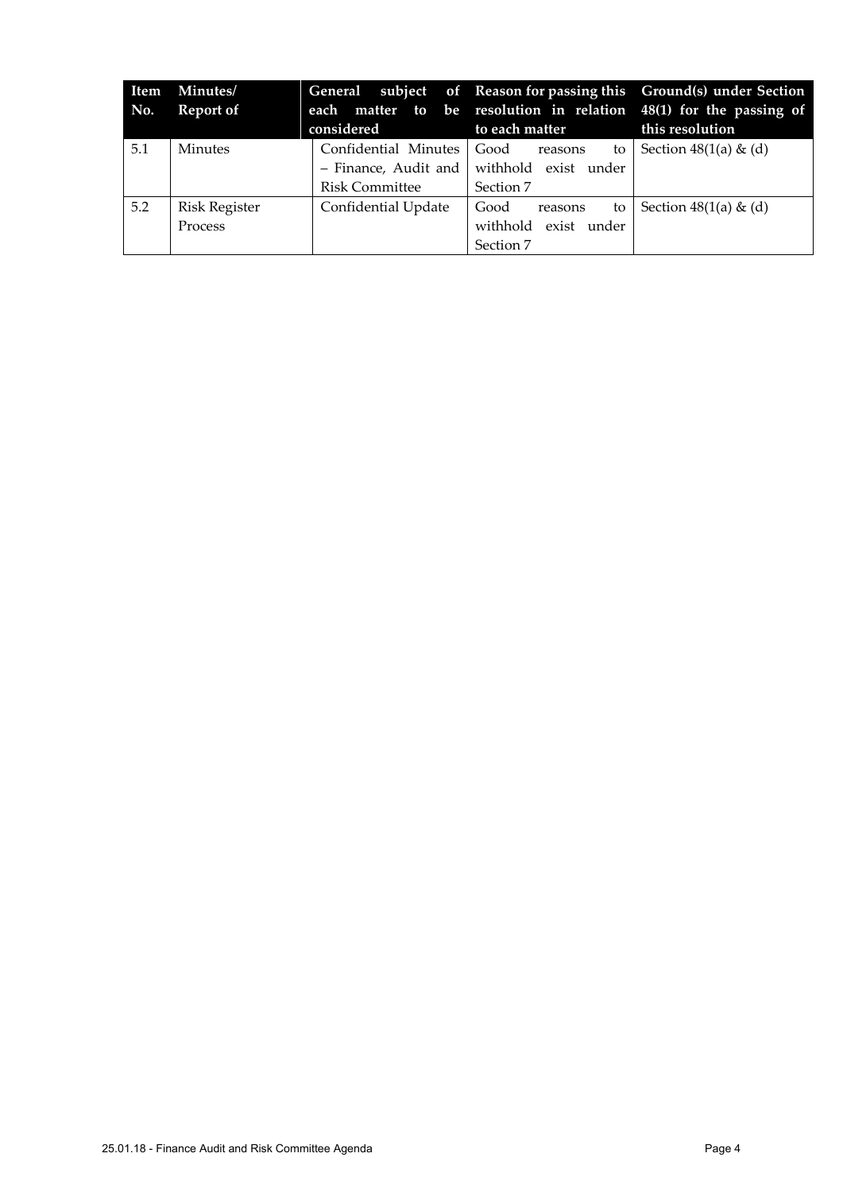| Item No. | Minutes/ Report of | General subject of each matter to be considered | Reason for passing this resolution in relation to each matter | Ground(s) under Section 48(1) for the passing of this resolution |
|---|---|---|---|---|
| 5.1 | Minutes | Confidential Minutes – Finance, Audit and Risk Committee | Good reasons to withhold exist under Section 7 | Section 48(1(a) & (d) |
| 5.2 | Risk Register Process | Confidential Update | Good reasons to withhold exist under Section 7 | Section 48(1(a) & (d) |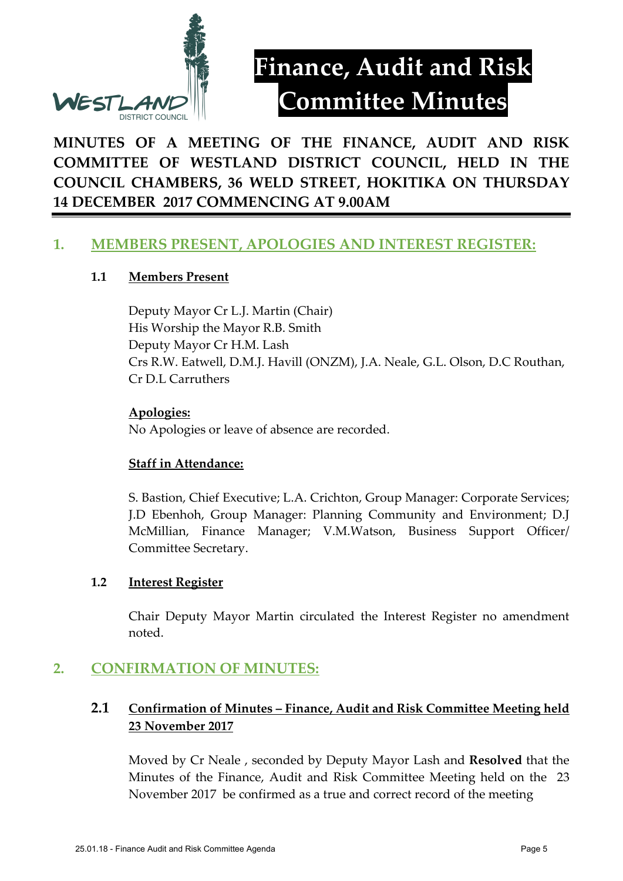# Finance, Audit and Risk Committee Minutes

**MINUTES OF A MEETING OF THE FINANCE, AUDIT AND RISK COMMITTEE OF WESTLAND DISTRICT COUNCIL, HELD IN THE COUNCIL CHAMBERS, 36 WELD STREET, HOKITIKA ON THURSDAY 14 DECEMBER 2017 COMMENCING AT 9.00AM**

## 1. MEMBERS PRESENT, APOLOGIES AND INTEREST REGISTER:

### 1.1 Members Present

Deputy Mayor Cr L.J. Martin (Chair)
His Worship the Mayor R.B. Smith
Deputy Mayor Cr H.M. Lash
Crs R.W. Eatwell, D.M.J. Havill (ONZM), J.A. Neale, G.L. Olson, D.C Routhan, Cr D.L Carruthers

**Apologies:**
No Apologies or leave of absence are recorded.

**Staff in Attendance:**

S. Bastion, Chief Executive; L.A. Crichton, Group Manager: Corporate Services; J.D Ebenhoh, Group Manager: Planning Community and Environment; D.J McMillian, Finance Manager; V.M.Watson, Business Support Officer/ Committee Secretary.

### 1.2 Interest Register

Chair Deputy Mayor Martin circulated the Interest Register no amendment noted.

## 2. CONFIRMATION OF MINUTES:

### 2.1 Confirmation of Minutes – Finance, Audit and Risk Committee Meeting held 23 November 2017

Moved by Cr Neale , seconded by Deputy Mayor Lash and **Resolved** that the Minutes of the Finance, Audit and Risk Committee Meeting held on the 23 November 2017 be confirmed as a true and correct record of the meeting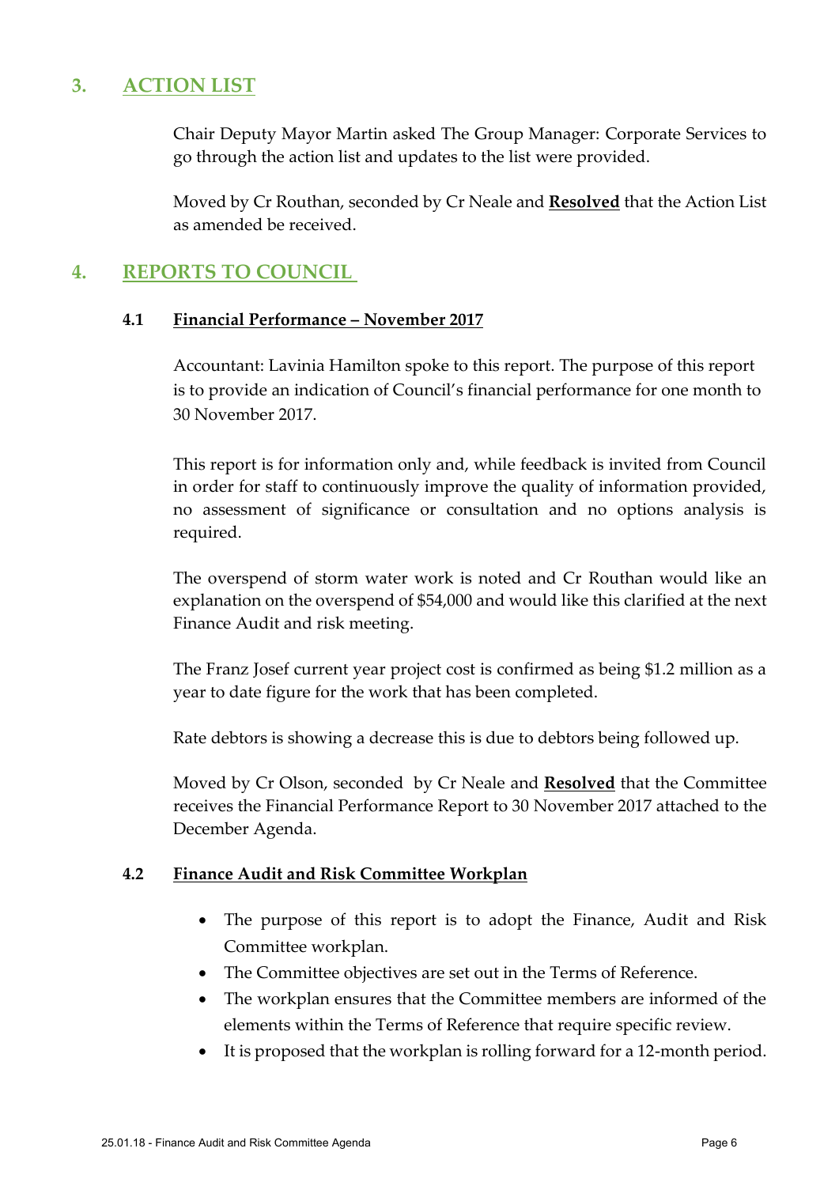## 3. ACTION LIST

Chair Deputy Mayor Martin asked The Group Manager: Corporate Services to go through the action list and updates to the list were provided.

Moved by Cr Routhan, seconded by Cr Neale and **Resolved** that the Action List as amended be received.

## 4. REPORTS TO COUNCIL

### 4.1 Financial Performance – November 2017

Accountant: Lavinia Hamilton spoke to this report. The purpose of this report is to provide an indication of Council's financial performance for one month to 30 November 2017.

This report is for information only and, while feedback is invited from Council in order for staff to continuously improve the quality of information provided, no assessment of significance or consultation and no options analysis is required.

The overspend of storm water work is noted and Cr Routhan would like an explanation on the overspend of $54,000 and would like this clarified at the next Finance Audit and risk meeting.

The Franz Josef current year project cost is confirmed as being $1.2 million as a year to date figure for the work that has been completed.

Rate debtors is showing a decrease this is due to debtors being followed up.

Moved by Cr Olson, seconded by Cr Neale and **Resolved** that the Committee receives the Financial Performance Report to 30 November 2017 attached to the December Agenda.

### 4.2 Finance Audit and Risk Committee Workplan

- The purpose of this report is to adopt the Finance, Audit and Risk Committee workplan.
- The Committee objectives are set out in the Terms of Reference.
- The workplan ensures that the Committee members are informed of the elements within the Terms of Reference that require specific review.
- It is proposed that the workplan is rolling forward for a 12-month period.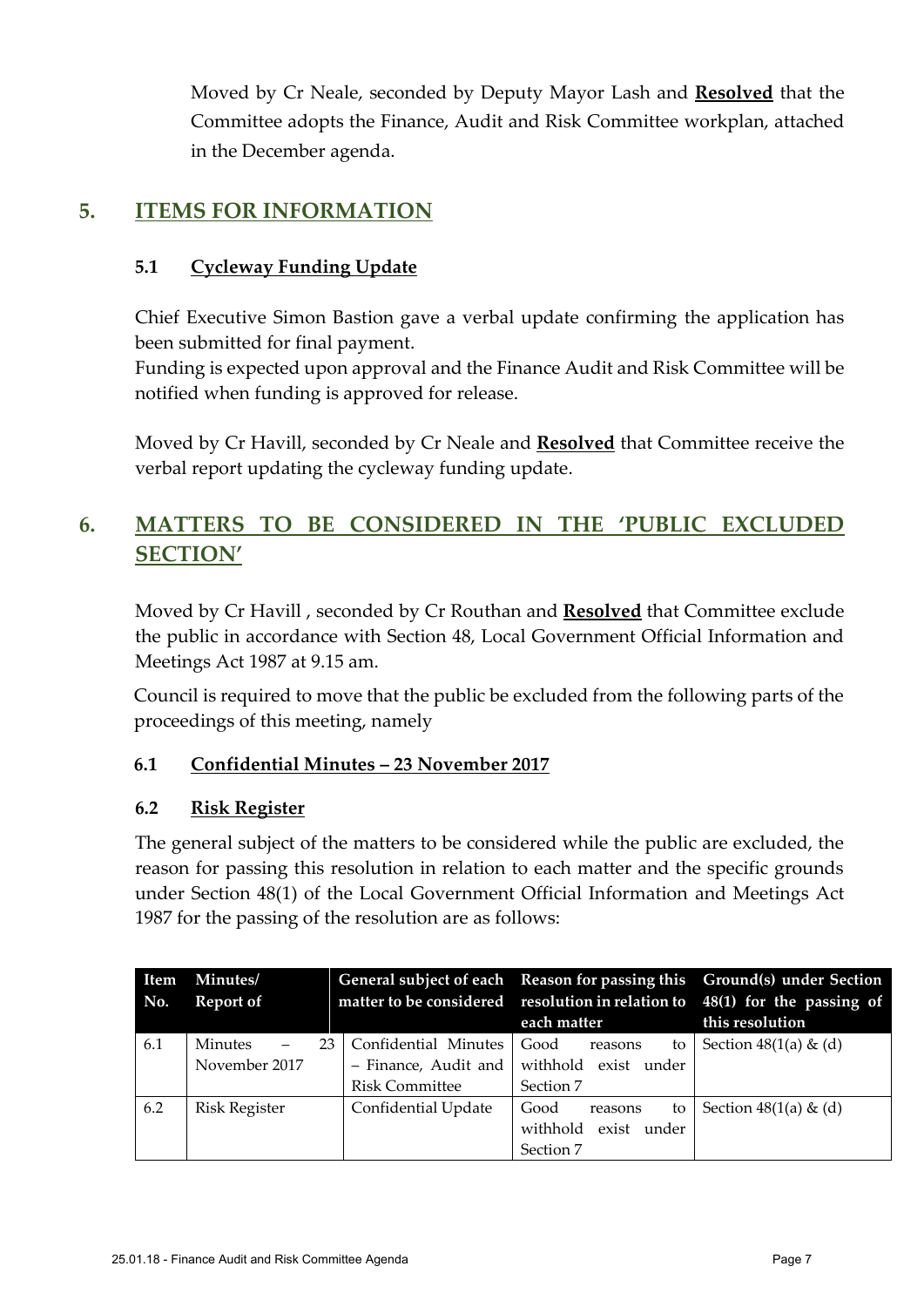Moved by Cr Neale, seconded by Deputy Mayor Lash and **Resolved** that the Committee adopts the Finance, Audit and Risk Committee workplan, attached in the December agenda.

## 5. ITEMS FOR INFORMATION

### 5.1 Cycleway Funding Update

Chief Executive Simon Bastion gave a verbal update confirming the application has been submitted for final payment.
Funding is expected upon approval and the Finance Audit and Risk Committee will be notified when funding is approved for release.

Moved by Cr Havill, seconded by Cr Neale and **Resolved** that Committee receive the verbal report updating the cycleway funding update.

## 6. MATTERS TO BE CONSIDERED IN THE 'PUBLIC EXCLUDED SECTION'

Moved by Cr Havill , seconded by Cr Routhan and **Resolved** that Committee exclude the public in accordance with Section 48, Local Government Official Information and Meetings Act 1987 at 9.15 am.

Council is required to move that the public be excluded from the following parts of the proceedings of this meeting, namely

### 6.1 Confidential Minutes – 23 November 2017

### 6.2 Risk Register

The general subject of the matters to be considered while the public are excluded, the reason for passing this resolution in relation to each matter and the specific grounds under Section 48(1) of the Local Government Official Information and Meetings Act 1987 for the passing of the resolution are as follows:

| Item No. | Minutes/ Report of | General subject of each matter to be considered | Reason for passing this resolution in relation to each matter | Ground(s) under Section 48(1) for the passing of this resolution |
|---|---|---|---|---|
| 6.1 | Minutes – 23 November 2017 | Confidential Minutes – Finance, Audit and Risk Committee | Good reasons to withhold exist under Section 7 | Section 48(1(a) & (d) |
| 6.2 | Risk Register | Confidential Update | Good reasons to withhold exist under Section 7 | Section 48(1(a) & (d) |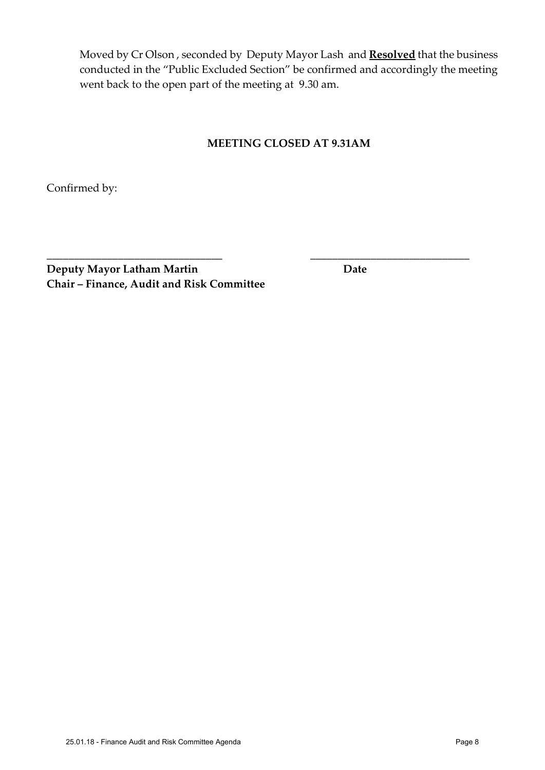Moved by Cr Olson , seconded by Deputy Mayor Lash and **Resolved** that the business conducted in the "Public Excluded Section" be confirmed and accordingly the meeting went back to the open part of the meeting at 9.30 am.

**MEETING CLOSED AT 9.31AM**

Confirmed by:

\_\_\_\_\_\_\_\_\_\_\_\_\_\_\_\_\_\_\_\_\_\_\_\_\_\_\_\_\_\_\_\_ \_\_\_\_\_\_\_\_\_\_\_\_\_\_\_\_\_\_\_\_\_\_\_\_\_\_\_\_\_\_

**Deputy Mayor Latham Martin** **Date**
**Chair – Finance, Audit and Risk Committee**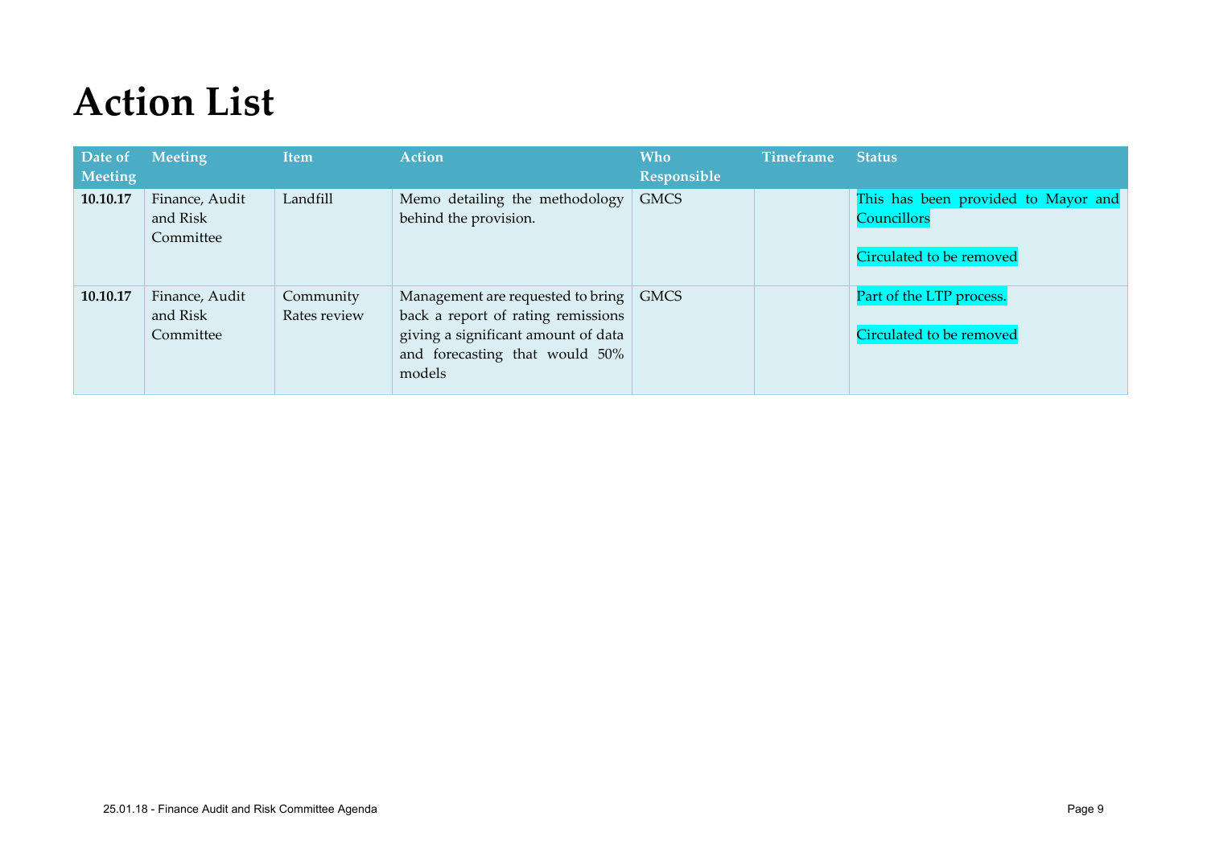# Action List

| Date of Meeting | Meeting | Item | Action | Who Responsible | Timeframe | Status |
|---|---|---|---|---|---|---|
| **10.10.17** | Finance, Audit and Risk Committee | Landfill | Memo detailing the methodology behind the provision. | GMCS | | This has been provided to Mayor and Councillors<br><br>Circulated to be removed |
| **10.10.17** | Finance, Audit and Risk Committee | Community Rates review | Management are requested to bring back a report of rating remissions giving a significant amount of data and forecasting that would 50% models | GMCS | | Part of the LTP process.<br><br>Circulated to be removed |